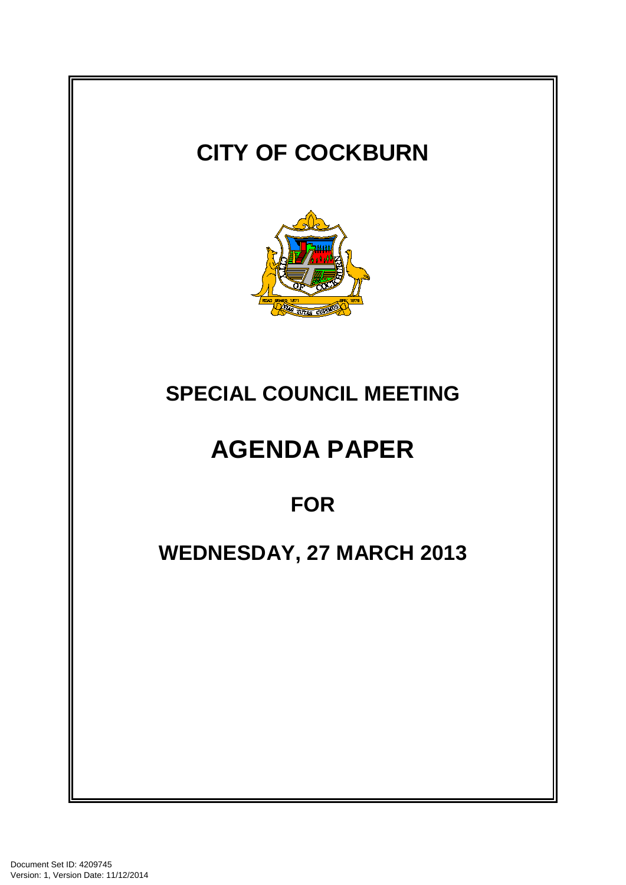# CITY OF COCKBURN

## SPECIAL COUNCIL MEETING

# AGENDA PAPER

## FOR

## WEDNESDAY, 27 MARCH 2013

Document Set ID: 4209745
Version: 1, Version Date: 11/12/2014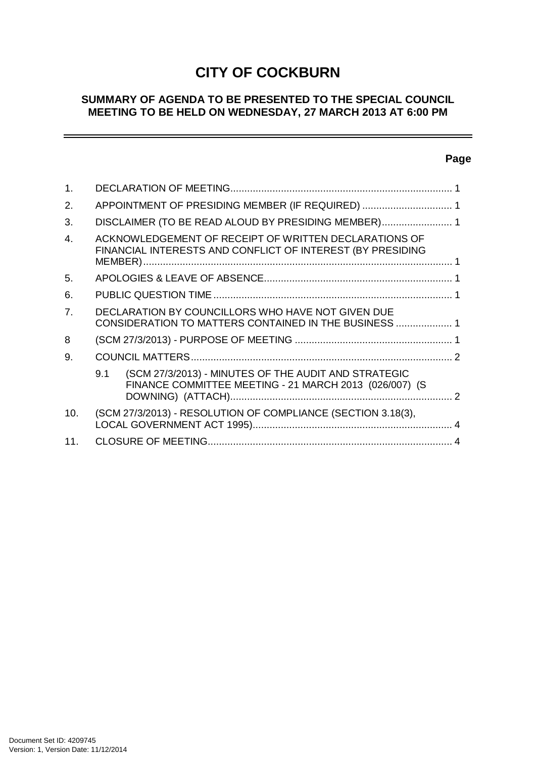# CITY OF COCKBURN

## SUMMARY OF AGENDA TO BE PRESENTED TO THE SPECIAL COUNCIL MEETING TO BE HELD ON WEDNESDAY, 27 MARCH 2013 AT 6:00 PM

| | | Page |
|---|---|---|
| 1. | DECLARATION OF MEETING | 1 |
| 2. | APPOINTMENT OF PRESIDING MEMBER (IF REQUIRED) | 1 |
| 3. | DISCLAIMER (TO BE READ ALOUD BY PRESIDING MEMBER) | 1 |
| 4. | ACKNOWLEDGEMENT OF RECEIPT OF WRITTEN DECLARATIONS OF FINANCIAL INTERESTS AND CONFLICT OF INTEREST (BY PRESIDING MEMBER) | 1 |
| 5. | APOLOGIES & LEAVE OF ABSENCE | 1 |
| 6. | PUBLIC QUESTION TIME | 1 |
| 7. | DECLARATION BY COUNCILLORS WHO HAVE NOT GIVEN DUE CONSIDERATION TO MATTERS CONTAINED IN THE BUSINESS | 1 |
| 8 | (SCM 27/3/2013) - PURPOSE OF MEETING | 1 |
| 9. | COUNCIL MATTERS | 2 |
| | 9.1 (SCM 27/3/2013) - MINUTES OF THE AUDIT AND STRATEGIC FINANCE COMMITTEE MEETING - 21 MARCH 2013 (026/007) (S DOWNING) (ATTACH) | 2 |
| 10. | (SCM 27/3/2013) - RESOLUTION OF COMPLIANCE (SECTION 3.18(3), LOCAL GOVERNMENT ACT 1995) | 4 |
| 11. | CLOSURE OF MEETING | 4 |

Document Set ID: 4209745
Version: 1, Version Date: 11/12/2014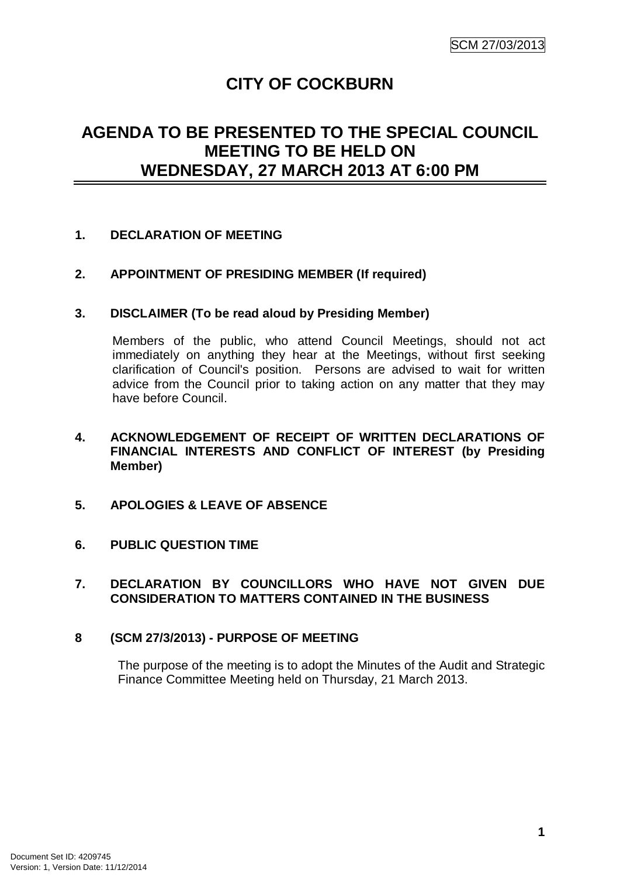# CITY OF COCKBURN

## AGENDA TO BE PRESENTED TO THE SPECIAL COUNCIL MEETING TO BE HELD ON WEDNESDAY, 27 MARCH 2013 AT 6:00 PM

**1. DECLARATION OF MEETING**

**2. APPOINTMENT OF PRESIDING MEMBER (If required)**

**3. DISCLAIMER (To be read aloud by Presiding Member)**

Members of the public, who attend Council Meetings, should not act immediately on anything they hear at the Meetings, without first seeking clarification of Council's position. Persons are advised to wait for written advice from the Council prior to taking action on any matter that they may have before Council.

**4. ACKNOWLEDGEMENT OF RECEIPT OF WRITTEN DECLARATIONS OF FINANCIAL INTERESTS AND CONFLICT OF INTEREST (by Presiding Member)**

**5. APOLOGIES & LEAVE OF ABSENCE**

**6. PUBLIC QUESTION TIME**

**7. DECLARATION BY COUNCILLORS WHO HAVE NOT GIVEN DUE CONSIDERATION TO MATTERS CONTAINED IN THE BUSINESS**

**8 (SCM 27/3/2013) - PURPOSE OF MEETING**

The purpose of the meeting is to adopt the Minutes of the Audit and Strategic Finance Committee Meeting held on Thursday, 21 March 2013.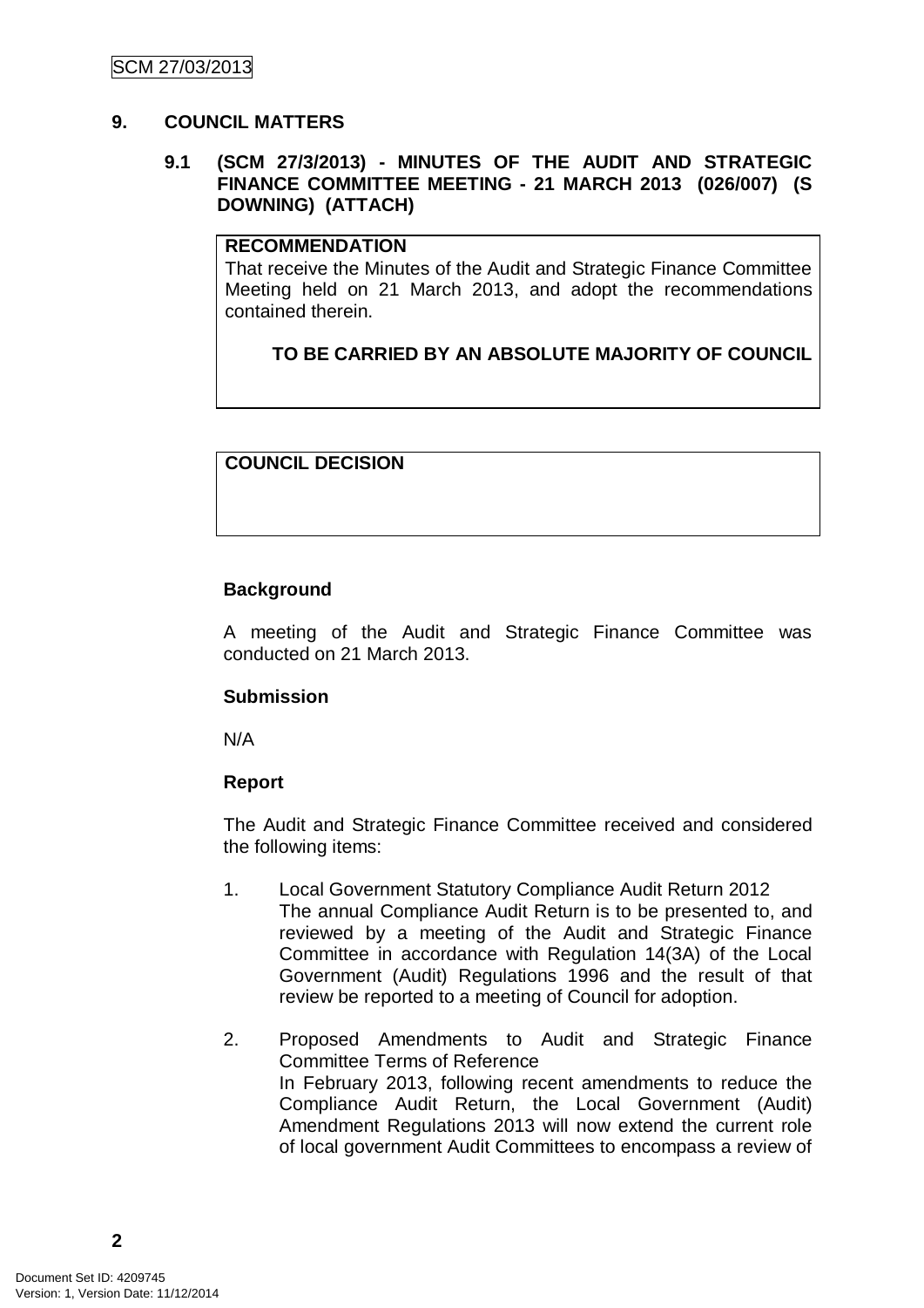## 9. COUNCIL MATTERS

### 9.1 (SCM 27/3/2013) - MINUTES OF THE AUDIT AND STRATEGIC FINANCE COMMITTEE MEETING - 21 MARCH 2013 (026/007) (S DOWNING) (ATTACH)

**RECOMMENDATION**

That receive the Minutes of the Audit and Strategic Finance Committee Meeting held on 21 March 2013, and adopt the recommendations contained therein.

**TO BE CARRIED BY AN ABSOLUTE MAJORITY OF COUNCIL**

**COUNCIL DECISION**

**Background**

A meeting of the Audit and Strategic Finance Committee was conducted on 21 March 2013.

**Submission**

N/A

**Report**

The Audit and Strategic Finance Committee received and considered the following items:

1. Local Government Statutory Compliance Audit Return 2012
   The annual Compliance Audit Return is to be presented to, and reviewed by a meeting of the Audit and Strategic Finance Committee in accordance with Regulation 14(3A) of the Local Government (Audit) Regulations 1996 and the result of that review be reported to a meeting of Council for adoption.

2. Proposed Amendments to Audit and Strategic Finance Committee Terms of Reference
   In February 2013, following recent amendments to reduce the Compliance Audit Return, the Local Government (Audit) Amendment Regulations 2013 will now extend the current role of local government Audit Committees to encompass a review of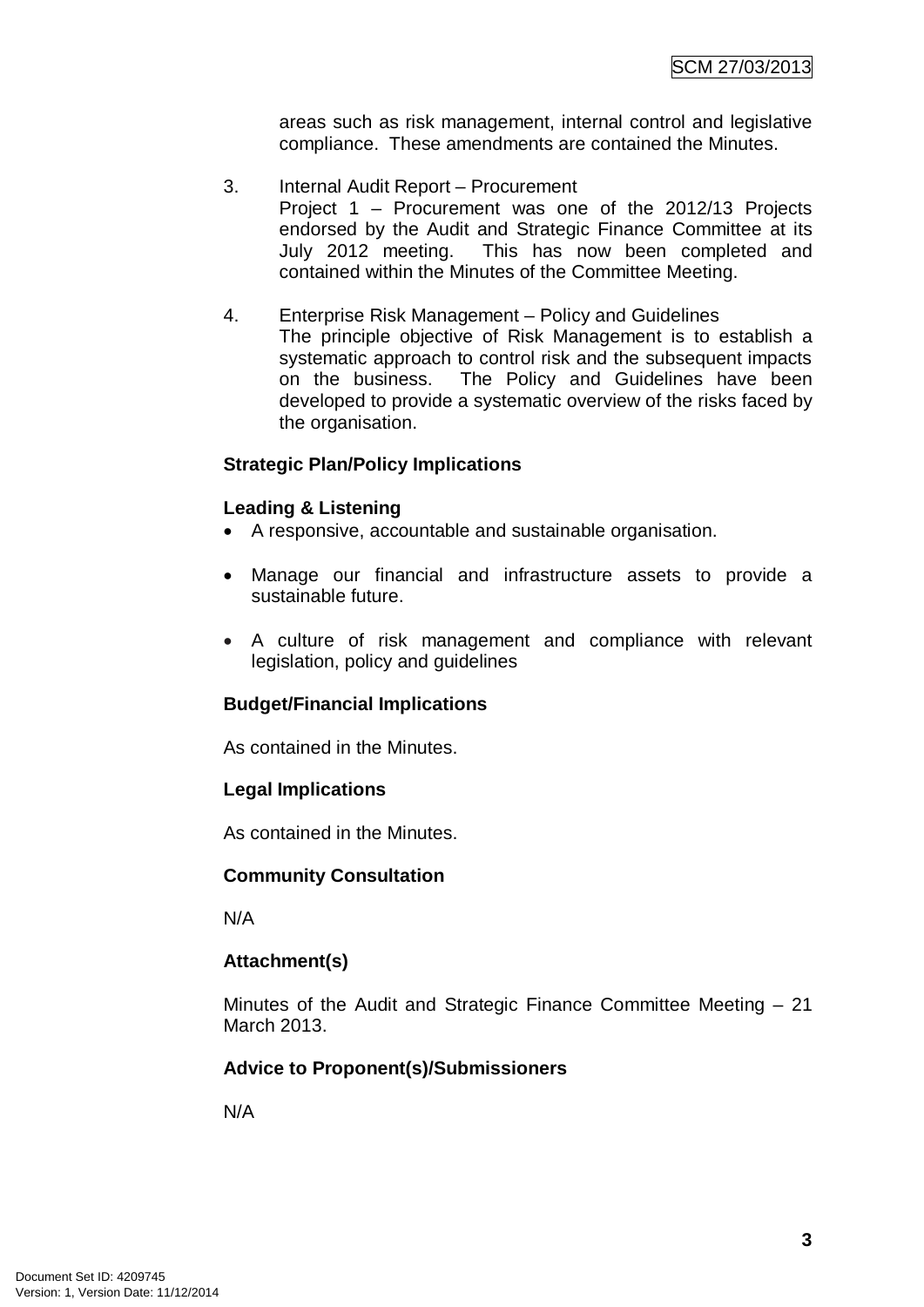areas such as risk management, internal control and legislative compliance. These amendments are contained the Minutes.

3. Internal Audit Report – Procurement
   Project 1 – Procurement was one of the 2012/13 Projects endorsed by the Audit and Strategic Finance Committee at its July 2012 meeting. This has now been completed and contained within the Minutes of the Committee Meeting.

4. Enterprise Risk Management – Policy and Guidelines
   The principle objective of Risk Management is to establish a systematic approach to control risk and the subsequent impacts on the business. The Policy and Guidelines have been developed to provide a systematic overview of the risks faced by the organisation.

**Strategic Plan/Policy Implications**

**Leading & Listening**

- A responsive, accountable and sustainable organisation.
- Manage our financial and infrastructure assets to provide a sustainable future.
- A culture of risk management and compliance with relevant legislation, policy and guidelines

**Budget/Financial Implications**

As contained in the Minutes.

**Legal Implications**

As contained in the Minutes.

**Community Consultation**

N/A

**Attachment(s)**

Minutes of the Audit and Strategic Finance Committee Meeting – 21 March 2013.

**Advice to Proponent(s)/Submissioners**

N/A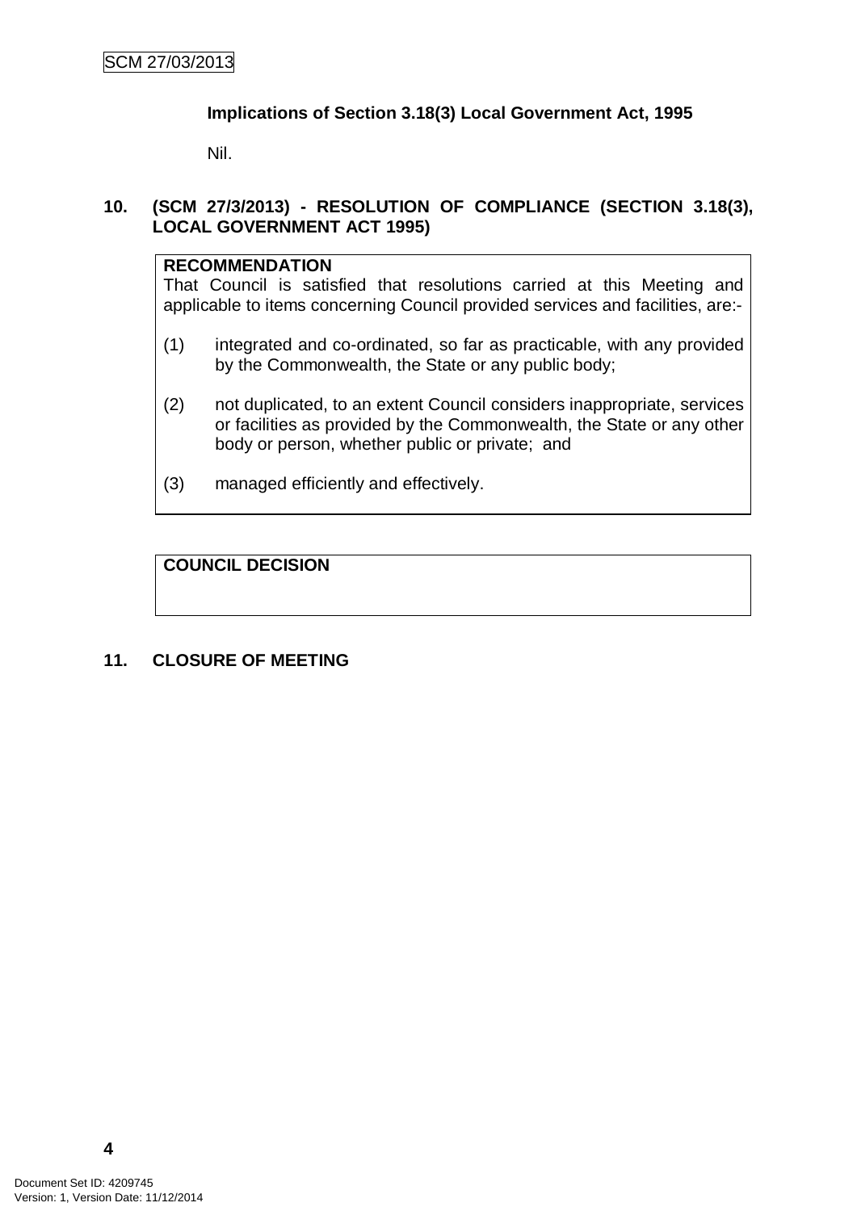**Implications of Section 3.18(3) Local Government Act, 1995**

Nil.

## 10. (SCM 27/3/2013) - RESOLUTION OF COMPLIANCE (SECTION 3.18(3), LOCAL GOVERNMENT ACT 1995)

**RECOMMENDATION**

That Council is satisfied that resolutions carried at this Meeting and applicable to items concerning Council provided services and facilities, are:-

(1) integrated and co-ordinated, so far as practicable, with any provided by the Commonwealth, the State or any public body;

(2) not duplicated, to an extent Council considers inappropriate, services or facilities as provided by the Commonwealth, the State or any other body or person, whether public or private; and

(3) managed efficiently and effectively.

**COUNCIL DECISION**

## 11. CLOSURE OF MEETING

Document Set ID: 4209745
Version: 1, Version Date: 11/12/2014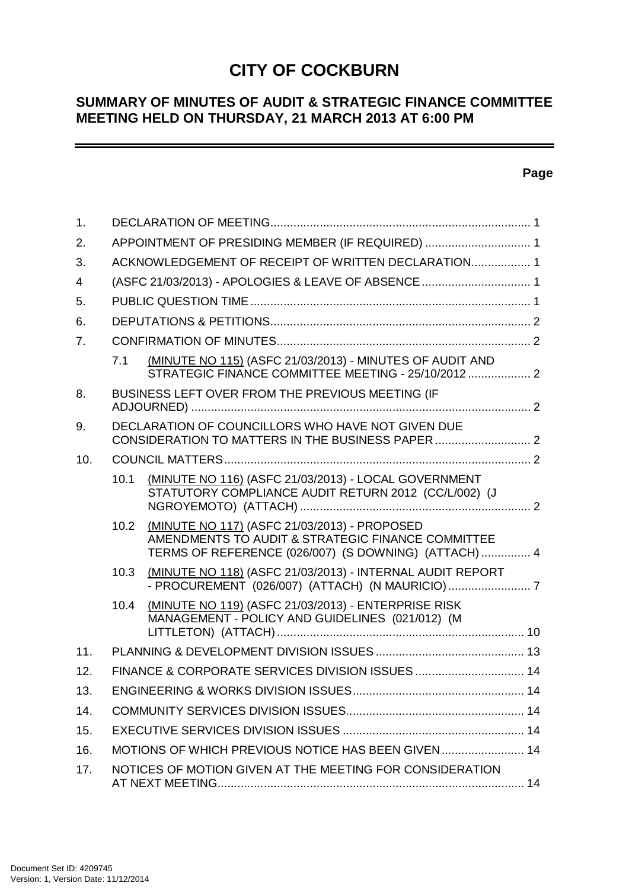# CITY OF COCKBURN

## SUMMARY OF MINUTES OF AUDIT & STRATEGIC FINANCE COMMITTEE MEETING HELD ON THURSDAY, 21 MARCH 2013 AT 6:00 PM

**Page**

| | | | Page |
|---|---|---|---|
| 1. | DECLARATION OF MEETING | | 1 |
| 2. | APPOINTMENT OF PRESIDING MEMBER (IF REQUIRED) | | 1 |
| 3. | ACKNOWLEDGEMENT OF RECEIPT OF WRITTEN DECLARATION | | 1 |
| 4 | (ASFC 21/03/2013) - APOLOGIES & LEAVE OF ABSENCE | | 1 |
| 5. | PUBLIC QUESTION TIME | | 1 |
| 6. | DEPUTATIONS & PETITIONS | | 2 |
| 7. | CONFIRMATION OF MINUTES | | 2 |
| | 7.1 | (MINUTE NO 115) (ASFC 21/03/2013) - MINUTES OF AUDIT AND STRATEGIC FINANCE COMMITTEE MEETING - 25/10/2012 | 2 |
| 8. | BUSINESS LEFT OVER FROM THE PREVIOUS MEETING (IF ADJOURNED) | | 2 |
| 9. | DECLARATION OF COUNCILLORS WHO HAVE NOT GIVEN DUE CONSIDERATION TO MATTERS IN THE BUSINESS PAPER | | 2 |
| 10. | COUNCIL MATTERS | | 2 |
| | 10.1 | (MINUTE NO 116) (ASFC 21/03/2013) - LOCAL GOVERNMENT STATUTORY COMPLIANCE AUDIT RETURN 2012 (CC/L/002) (J NGROYEMOTO) (ATTACH) | 2 |
| | 10.2 | (MINUTE NO 117) (ASFC 21/03/2013) - PROPOSED AMENDMENTS TO AUDIT & STRATEGIC FINANCE COMMITTEE TERMS OF REFERENCE (026/007) (S DOWNING) (ATTACH) | 4 |
| | 10.3 | (MINUTE NO 118) (ASFC 21/03/2013) - INTERNAL AUDIT REPORT - PROCUREMENT (026/007) (ATTACH) (N MAURICIO) | 7 |
| | 10.4 | (MINUTE NO 119) (ASFC 21/03/2013) - ENTERPRISE RISK MANAGEMENT - POLICY AND GUIDELINES (021/012) (M LITTLETON) (ATTACH) | 10 |
| 11. | PLANNING & DEVELOPMENT DIVISION ISSUES | | 13 |
| 12. | FINANCE & CORPORATE SERVICES DIVISION ISSUES | | 14 |
| 13. | ENGINEERING & WORKS DIVISION ISSUES | | 14 |
| 14. | COMMUNITY SERVICES DIVISION ISSUES | | 14 |
| 15. | EXECUTIVE SERVICES DIVISION ISSUES | | 14 |
| 16. | MOTIONS OF WHICH PREVIOUS NOTICE HAS BEEN GIVEN | | 14 |
| 17. | NOTICES OF MOTION GIVEN AT THE MEETING FOR CONSIDERATION AT NEXT MEETING | | 14 |

Document Set ID: 4209745
Version: 1, Version Date: 11/12/2014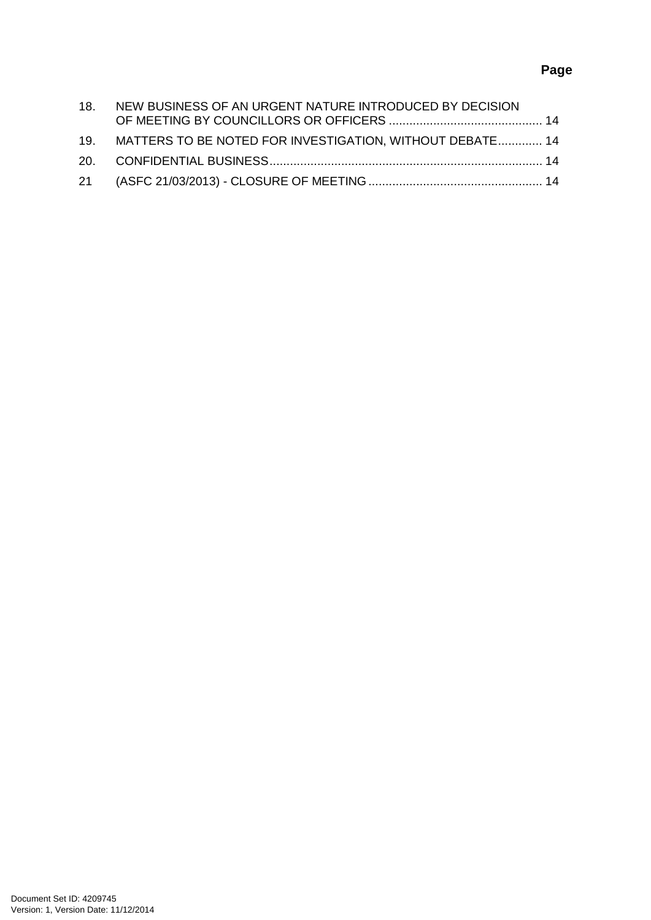**Page**

| | | |
|---|---|---|
| 18. | NEW BUSINESS OF AN URGENT NATURE INTRODUCED BY DECISION OF MEETING BY COUNCILLORS OR OFFICERS | 14 |
| 19. | MATTERS TO BE NOTED FOR INVESTIGATION, WITHOUT DEBATE | 14 |
| 20. | CONFIDENTIAL BUSINESS | 14 |
| 21 | (ASFC 21/03/2013) - CLOSURE OF MEETING | 14 |

Document Set ID: 4209745
Version: 1, Version Date: 11/12/2014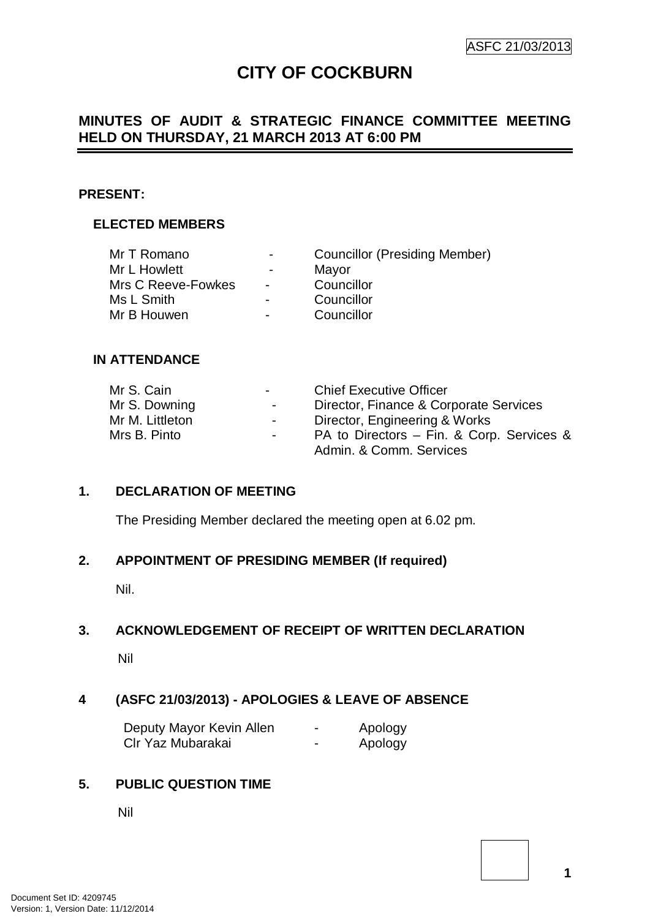ASFC 21/03/2013

# CITY OF COCKBURN

## MINUTES OF AUDIT & STRATEGIC FINANCE COMMITTEE MEETING HELD ON THURSDAY, 21 MARCH 2013 AT 6:00 PM

**PRESENT:**

**ELECTED MEMBERS**

| | | |
|---|---|---|
| Mr T Romano | - | Councillor (Presiding Member) |
| Mr L Howlett | - | Mayor |
| Mrs C Reeve-Fowkes | - | Councillor |
| Ms L Smith | - | Councillor |
| Mr B Houwen | - | Councillor |

**IN ATTENDANCE**

| | | |
|---|---|---|
| Mr S. Cain | - | Chief Executive Officer |
| Mr S. Downing | - | Director, Finance & Corporate Services |
| Mr M. Littleton | - | Director, Engineering & Works |
| Mrs B. Pinto | - | PA to Directors – Fin. & Corp. Services & Admin. & Comm. Services |

### 1. DECLARATION OF MEETING

The Presiding Member declared the meeting open at 6.02 pm.

### 2. APPOINTMENT OF PRESIDING MEMBER (If required)

Nil.

### 3. ACKNOWLEDGEMENT OF RECEIPT OF WRITTEN DECLARATION

Nil

### 4 (ASFC 21/03/2013) - APOLOGIES & LEAVE OF ABSENCE

| | | |
|---|---|---|
| Deputy Mayor Kevin Allen | - | Apology |
| Clr Yaz Mubarakai | - | Apology |

### 5. PUBLIC QUESTION TIME

Nil

Document Set ID: 4209745
Version: 1, Version Date: 11/12/2014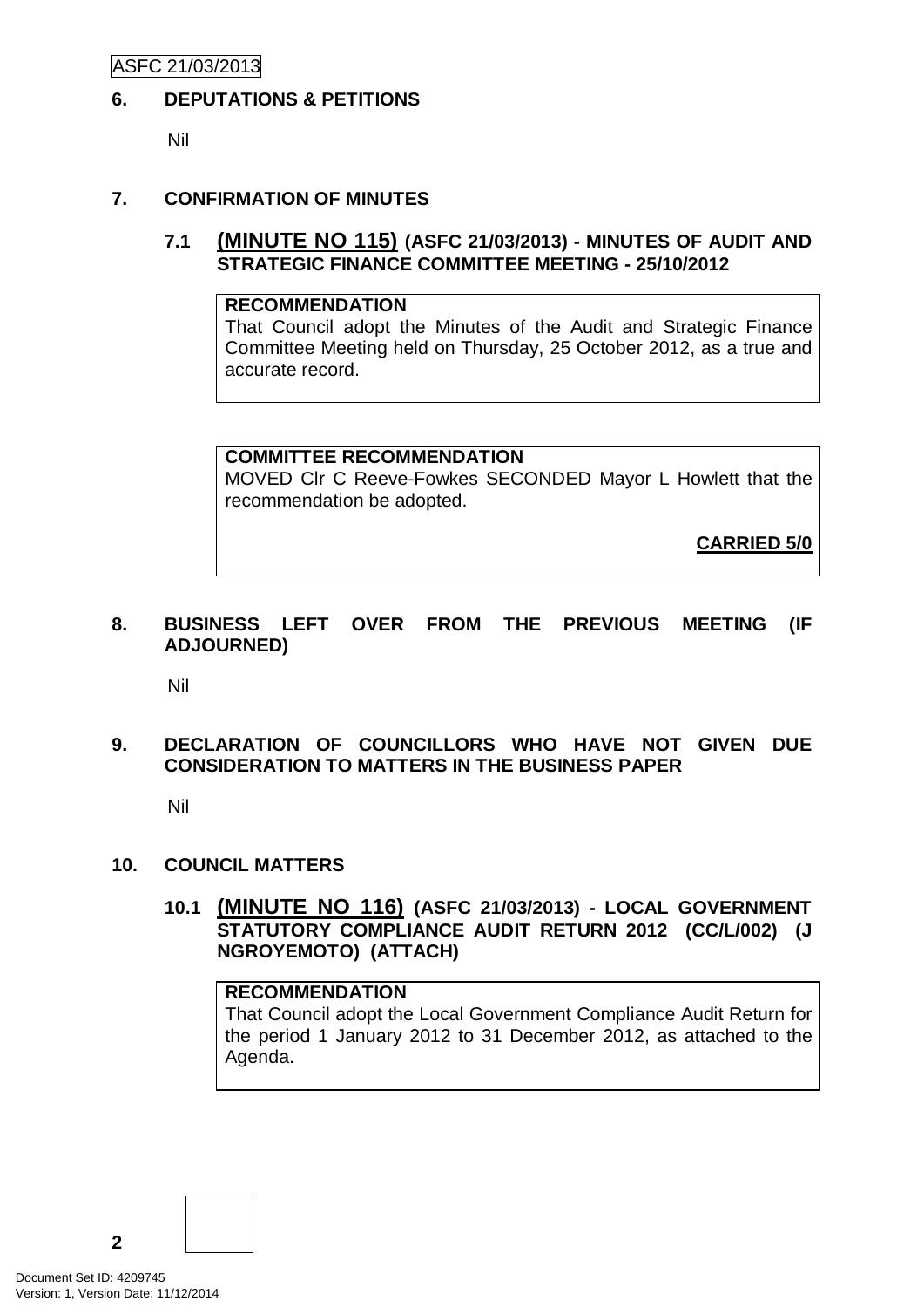## 6. DEPUTATIONS & PETITIONS

Nil

## 7. CONFIRMATION OF MINUTES

### 7.1 (MINUTE NO 115) (ASFC 21/03/2013) - MINUTES OF AUDIT AND STRATEGIC FINANCE COMMITTEE MEETING - 25/10/2012

**RECOMMENDATION**

That Council adopt the Minutes of the Audit and Strategic Finance Committee Meeting held on Thursday, 25 October 2012, as a true and accurate record.

**COMMITTEE RECOMMENDATION**

MOVED Clr C Reeve-Fowkes SECONDED Mayor L Howlett that the recommendation be adopted.

**CARRIED 5/0**

## 8. BUSINESS LEFT OVER FROM THE PREVIOUS MEETING (IF ADJOURNED)

Nil

## 9. DECLARATION OF COUNCILLORS WHO HAVE NOT GIVEN DUE CONSIDERATION TO MATTERS IN THE BUSINESS PAPER

Nil

## 10. COUNCIL MATTERS

### 10.1 (MINUTE NO 116) (ASFC 21/03/2013) - LOCAL GOVERNMENT STATUTORY COMPLIANCE AUDIT RETURN 2012 (CC/L/002) (J NGROYEMOTO) (ATTACH)

**RECOMMENDATION**

That Council adopt the Local Government Compliance Audit Return for the period 1 January 2012 to 31 December 2012, as attached to the Agenda.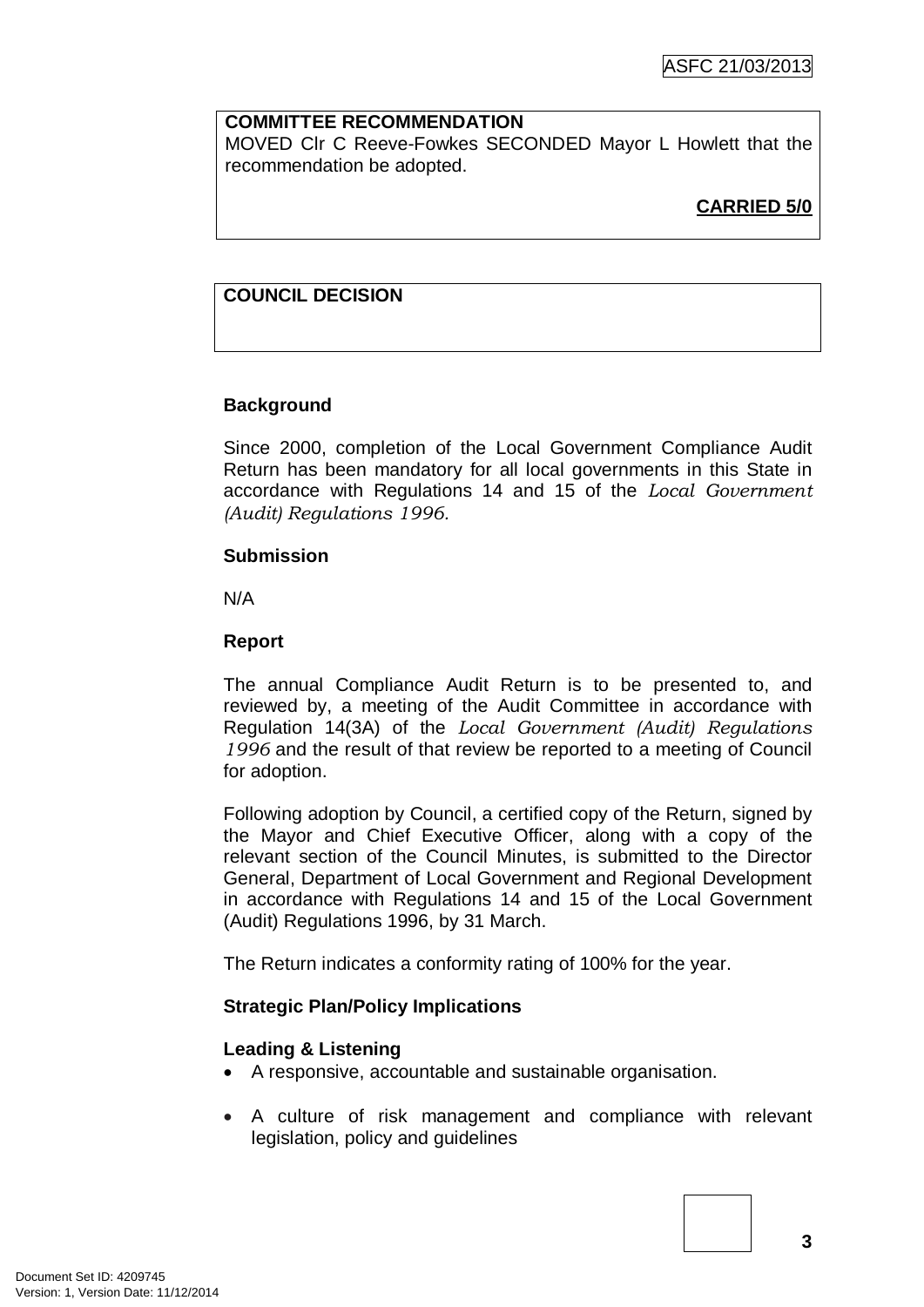**COMMITTEE RECOMMENDATION**

MOVED Clr C Reeve-Fowkes SECONDED Mayor L Howlett that the recommendation be adopted.

**CARRIED 5/0**

**COUNCIL DECISION**

**Background**

Since 2000, completion of the Local Government Compliance Audit Return has been mandatory for all local governments in this State in accordance with Regulations 14 and 15 of the *Local Government (Audit) Regulations 1996*.

**Submission**

N/A

**Report**

The annual Compliance Audit Return is to be presented to, and reviewed by, a meeting of the Audit Committee in accordance with Regulation 14(3A) of the *Local Government (Audit) Regulations 1996* and the result of that review be reported to a meeting of Council for adoption.

Following adoption by Council, a certified copy of the Return, signed by the Mayor and Chief Executive Officer, along with a copy of the relevant section of the Council Minutes, is submitted to the Director General, Department of Local Government and Regional Development in accordance with Regulations 14 and 15 of the Local Government (Audit) Regulations 1996, by 31 March.

The Return indicates a conformity rating of 100% for the year.

**Strategic Plan/Policy Implications**

**Leading & Listening**

- A responsive, accountable and sustainable organisation.
- A culture of risk management and compliance with relevant legislation, policy and guidelines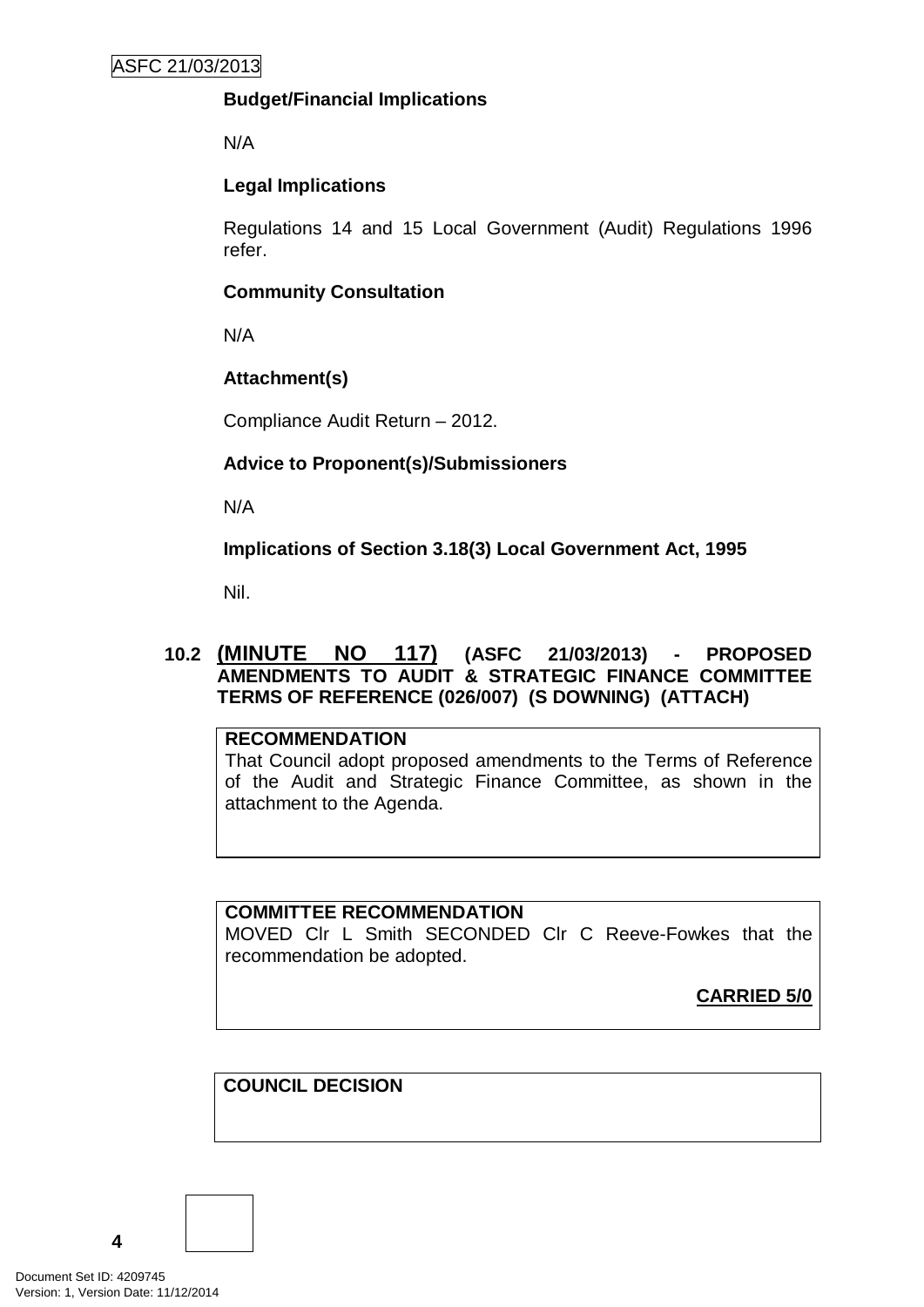**Budget/Financial Implications**

N/A

**Legal Implications**

Regulations 14 and 15 Local Government (Audit) Regulations 1996 refer.

**Community Consultation**

N/A

**Attachment(s)**

Compliance Audit Return – 2012.

**Advice to Proponent(s)/Submissioners**

N/A

**Implications of Section 3.18(3) Local Government Act, 1995**

Nil.

### 10.2 (MINUTE NO 117) (ASFC 21/03/2013) - PROPOSED AMENDMENTS TO AUDIT & STRATEGIC FINANCE COMMITTEE TERMS OF REFERENCE (026/007) (S DOWNING) (ATTACH)

**RECOMMENDATION**

That Council adopt proposed amendments to the Terms of Reference of the Audit and Strategic Finance Committee, as shown in the attachment to the Agenda.

**COMMITTEE RECOMMENDATION**

MOVED Clr L Smith SECONDED Clr C Reeve-Fowkes that the recommendation be adopted.

**CARRIED 5/0**

**COUNCIL DECISION**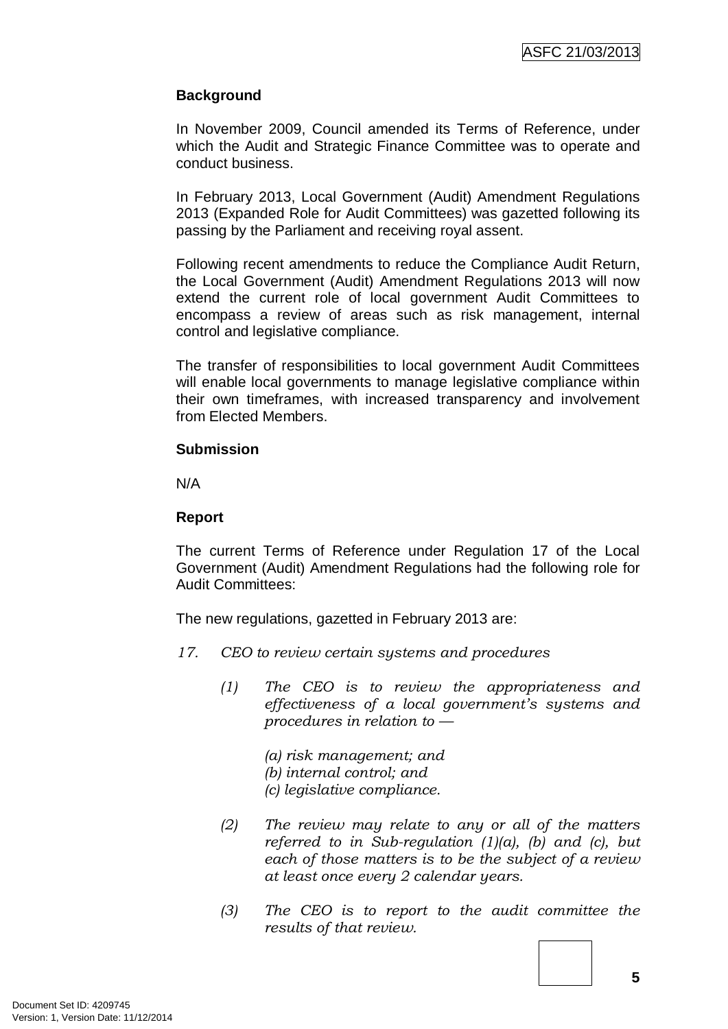### Background

In November 2009, Council amended its Terms of Reference, under which the Audit and Strategic Finance Committee was to operate and conduct business.

In February 2013, Local Government (Audit) Amendment Regulations 2013 (Expanded Role for Audit Committees) was gazetted following its passing by the Parliament and receiving royal assent.

Following recent amendments to reduce the Compliance Audit Return, the Local Government (Audit) Amendment Regulations 2013 will now extend the current role of local government Audit Committees to encompass a review of areas such as risk management, internal control and legislative compliance.

The transfer of responsibilities to local government Audit Committees will enable local governments to manage legislative compliance within their own timeframes, with increased transparency and involvement from Elected Members.

### Submission

N/A

### Report

The current Terms of Reference under Regulation 17 of the Local Government (Audit) Amendment Regulations had the following role for Audit Committees:

The new regulations, gazetted in February 2013 are:

*17. CEO to review certain systems and procedures*

> *(1) The CEO is to review the appropriateness and effectiveness of a local government's systems and procedures in relation to —*
>
> *(a) risk management; and*
> *(b) internal control; and*
> *(c) legislative compliance.*
>
> *(2) The review may relate to any or all of the matters referred to in Sub-regulation (1)(a), (b) and (c), but each of those matters is to be the subject of a review at least once every 2 calendar years.*
>
> *(3) The CEO is to report to the audit committee the results of that review.*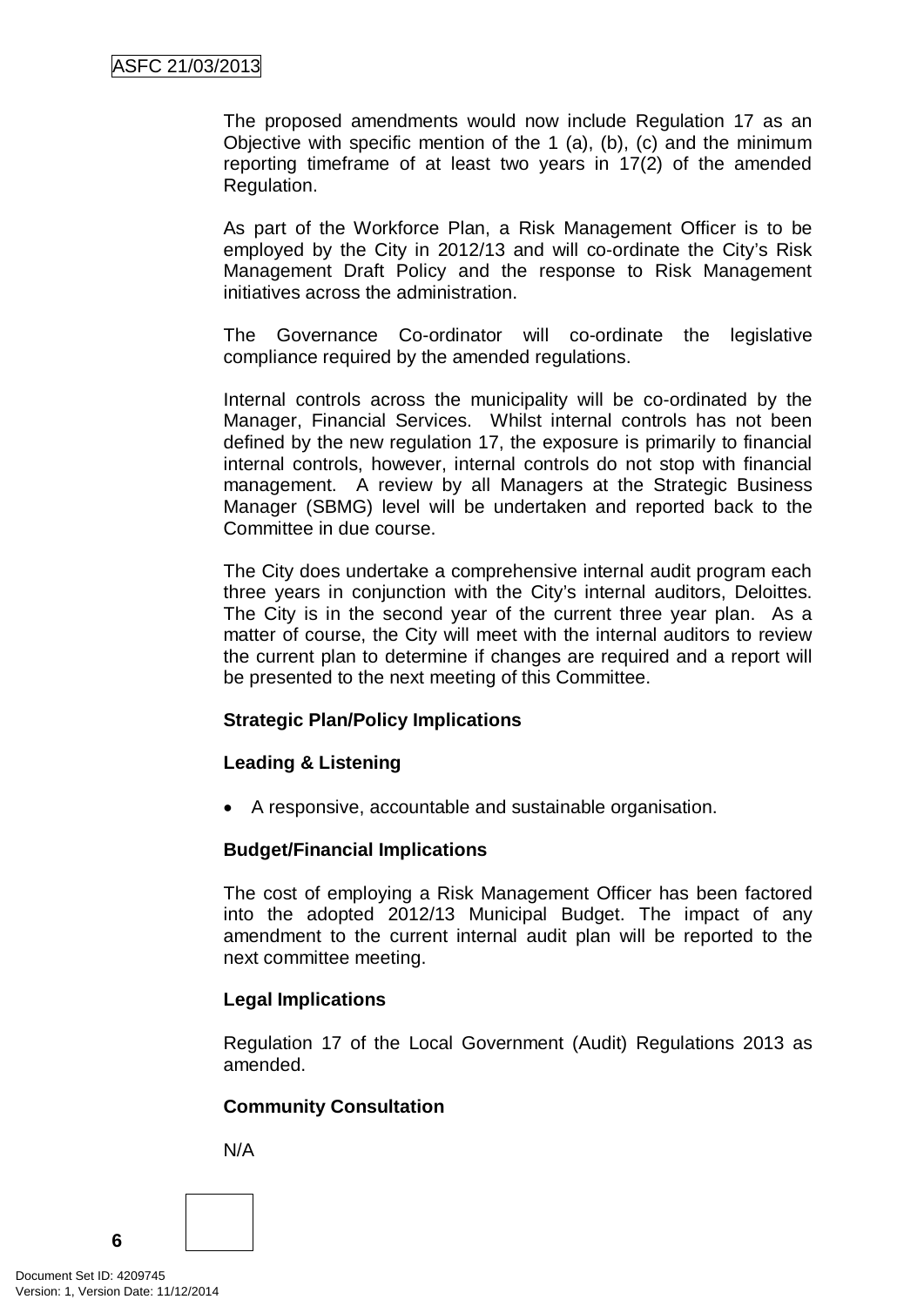The proposed amendments would now include Regulation 17 as an Objective with specific mention of the 1 (a), (b), (c) and the minimum reporting timeframe of at least two years in 17(2) of the amended Regulation.

As part of the Workforce Plan, a Risk Management Officer is to be employed by the City in 2012/13 and will co-ordinate the City's Risk Management Draft Policy and the response to Risk Management initiatives across the administration.

The Governance Co-ordinator will co-ordinate the legislative compliance required by the amended regulations.

Internal controls across the municipality will be co-ordinated by the Manager, Financial Services. Whilst internal controls has not been defined by the new regulation 17, the exposure is primarily to financial internal controls, however, internal controls do not stop with financial management. A review by all Managers at the Strategic Business Manager (SBMG) level will be undertaken and reported back to the Committee in due course.

The City does undertake a comprehensive internal audit program each three years in conjunction with the City's internal auditors, Deloittes. The City is in the second year of the current three year plan. As a matter of course, the City will meet with the internal auditors to review the current plan to determine if changes are required and a report will be presented to the next meeting of this Committee.

**Strategic Plan/Policy Implications**

**Leading & Listening**

- A responsive, accountable and sustainable organisation.

**Budget/Financial Implications**

The cost of employing a Risk Management Officer has been factored into the adopted 2012/13 Municipal Budget. The impact of any amendment to the current internal audit plan will be reported to the next committee meeting.

**Legal Implications**

Regulation 17 of the Local Government (Audit) Regulations 2013 as amended.

**Community Consultation**

N/A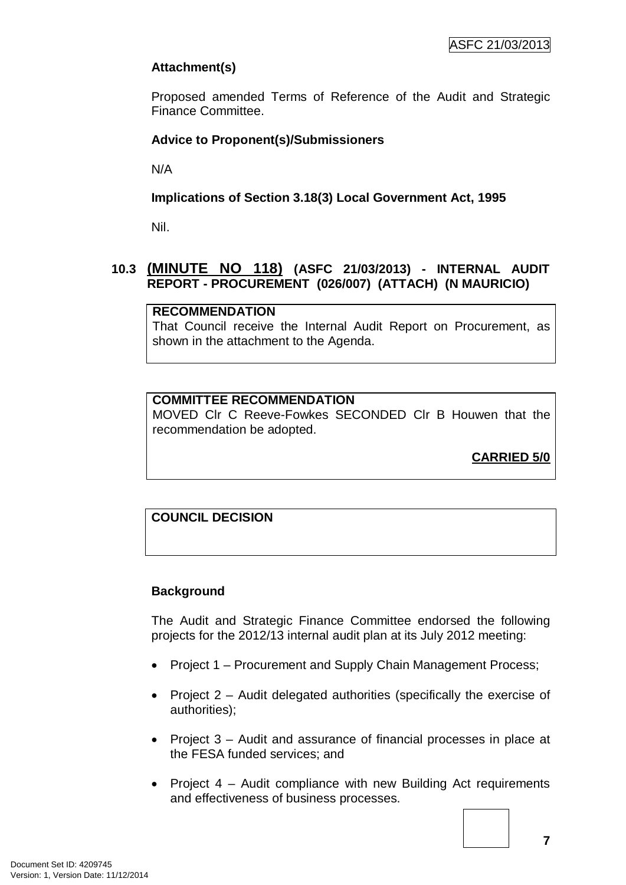**Attachment(s)**

Proposed amended Terms of Reference of the Audit and Strategic Finance Committee.

**Advice to Proponent(s)/Submissioners**

N/A

**Implications of Section 3.18(3) Local Government Act, 1995**

Nil.

## 10.3 (MINUTE NO 118) (ASFC 21/03/2013) - INTERNAL AUDIT REPORT - PROCUREMENT (026/007) (ATTACH) (N MAURICIO)

**RECOMMENDATION**

That Council receive the Internal Audit Report on Procurement, as shown in the attachment to the Agenda.

**COMMITTEE RECOMMENDATION**

MOVED Clr C Reeve-Fowkes SECONDED Clr B Houwen that the recommendation be adopted.

**CARRIED 5/0**

**COUNCIL DECISION**

**Background**

The Audit and Strategic Finance Committee endorsed the following projects for the 2012/13 internal audit plan at its July 2012 meeting:

- Project 1 – Procurement and Supply Chain Management Process;
- Project 2 – Audit delegated authorities (specifically the exercise of authorities);
- Project 3 – Audit and assurance of financial processes in place at the FESA funded services; and
- Project 4 – Audit compliance with new Building Act requirements and effectiveness of business processes.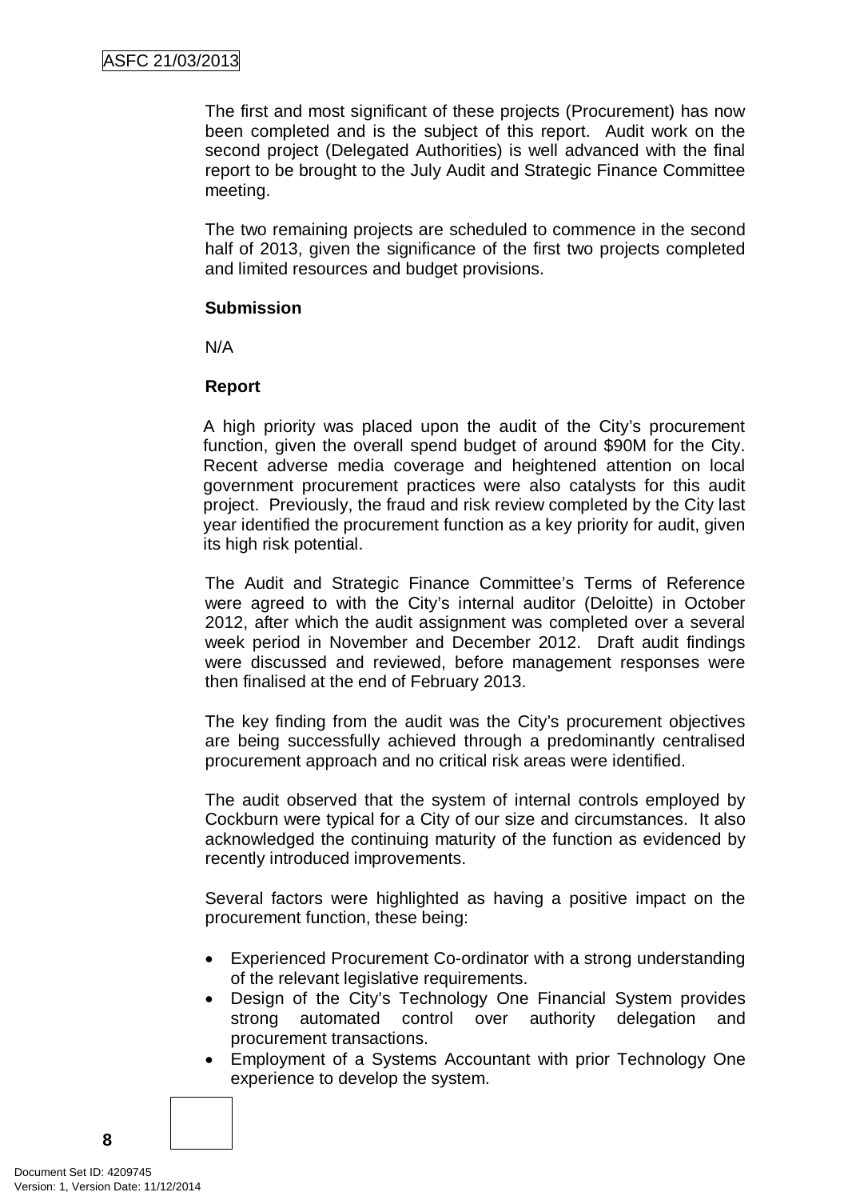The first and most significant of these projects (Procurement) has now been completed and is the subject of this report. Audit work on the second project (Delegated Authorities) is well advanced with the final report to be brought to the July Audit and Strategic Finance Committee meeting.

The two remaining projects are scheduled to commence in the second half of 2013, given the significance of the first two projects completed and limited resources and budget provisions.

**Submission**

N/A

**Report**

A high priority was placed upon the audit of the City's procurement function, given the overall spend budget of around $90M for the City. Recent adverse media coverage and heightened attention on local government procurement practices were also catalysts for this audit project. Previously, the fraud and risk review completed by the City last year identified the procurement function as a key priority for audit, given its high risk potential.

The Audit and Strategic Finance Committee's Terms of Reference were agreed to with the City's internal auditor (Deloitte) in October 2012, after which the audit assignment was completed over a several week period in November and December 2012. Draft audit findings were discussed and reviewed, before management responses were then finalised at the end of February 2013.

The key finding from the audit was the City's procurement objectives are being successfully achieved through a predominantly centralised procurement approach and no critical risk areas were identified.

The audit observed that the system of internal controls employed by Cockburn were typical for a City of our size and circumstances. It also acknowledged the continuing maturity of the function as evidenced by recently introduced improvements.

Several factors were highlighted as having a positive impact on the procurement function, these being:

- Experienced Procurement Co-ordinator with a strong understanding of the relevant legislative requirements.
- Design of the City's Technology One Financial System provides strong automated control over authority delegation and procurement transactions.
- Employment of a Systems Accountant with prior Technology One experience to develop the system.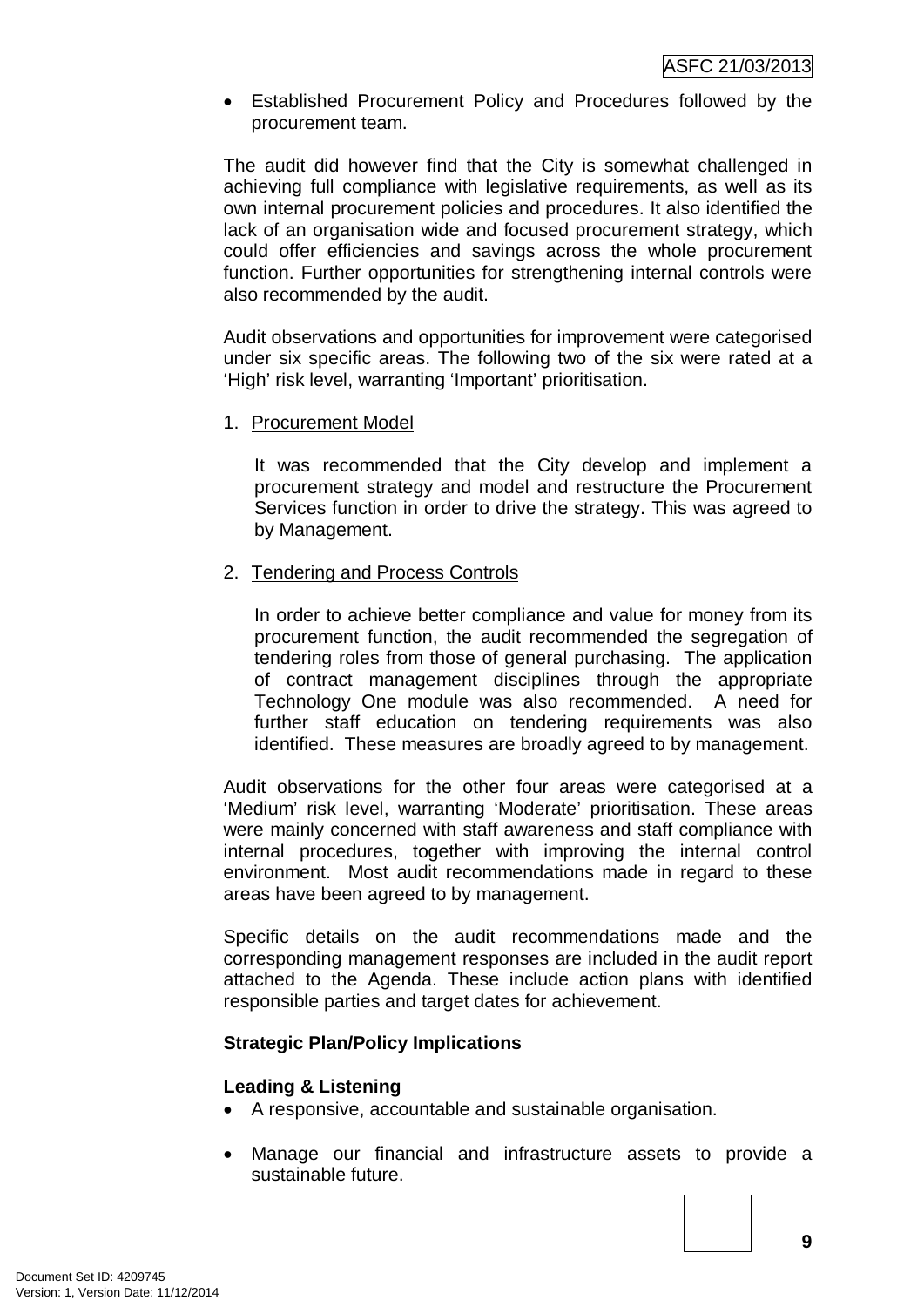- Established Procurement Policy and Procedures followed by the procurement team.

The audit did however find that the City is somewhat challenged in achieving full compliance with legislative requirements, as well as its own internal procurement policies and procedures. It also identified the lack of an organisation wide and focused procurement strategy, which could offer efficiencies and savings across the whole procurement function. Further opportunities for strengthening internal controls were also recommended by the audit.

Audit observations and opportunities for improvement were categorised under six specific areas. The following two of the six were rated at a 'High' risk level, warranting 'Important' prioritisation.

1. Procurement Model

   It was recommended that the City develop and implement a procurement strategy and model and restructure the Procurement Services function in order to drive the strategy. This was agreed to by Management.

2. Tendering and Process Controls

   In order to achieve better compliance and value for money from its procurement function, the audit recommended the segregation of tendering roles from those of general purchasing. The application of contract management disciplines through the appropriate Technology One module was also recommended. A need for further staff education on tendering requirements was also identified. These measures are broadly agreed to by management.

Audit observations for the other four areas were categorised at a 'Medium' risk level, warranting 'Moderate' prioritisation. These areas were mainly concerned with staff awareness and staff compliance with internal procedures, together with improving the internal control environment. Most audit recommendations made in regard to these areas have been agreed to by management.

Specific details on the audit recommendations made and the corresponding management responses are included in the audit report attached to the Agenda. These include action plans with identified responsible parties and target dates for achievement.

**Strategic Plan/Policy Implications**

**Leading & Listening**

- A responsive, accountable and sustainable organisation.

- Manage our financial and infrastructure assets to provide a sustainable future.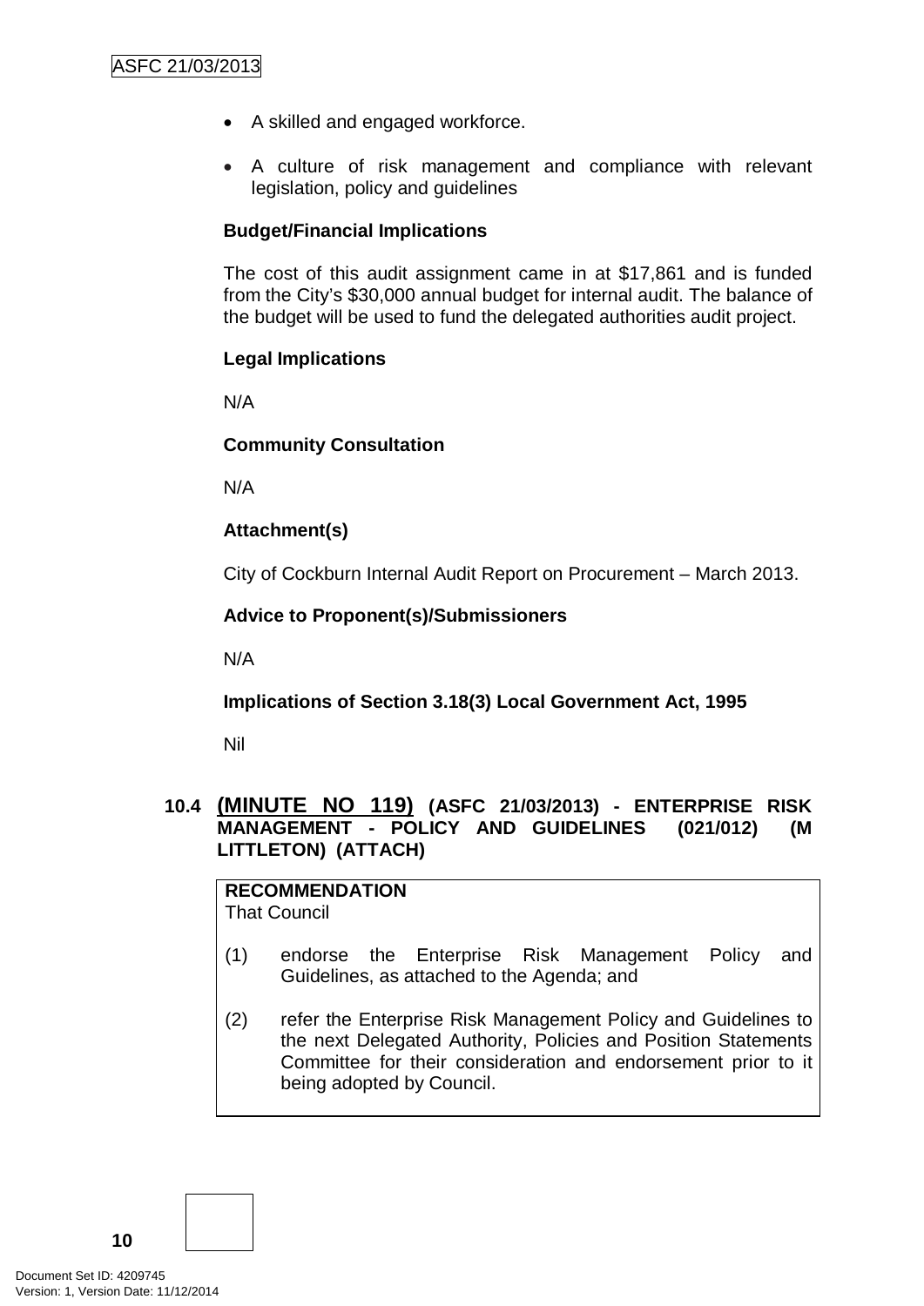- A skilled and engaged workforce.
- A culture of risk management and compliance with relevant legislation, policy and guidelines

**Budget/Financial Implications**

The cost of this audit assignment came in at $17,861 and is funded from the City's $30,000 annual budget for internal audit. The balance of the budget will be used to fund the delegated authorities audit project.

**Legal Implications**

N/A

**Community Consultation**

N/A

**Attachment(s)**

City of Cockburn Internal Audit Report on Procurement – March 2013.

**Advice to Proponent(s)/Submissioners**

N/A

**Implications of Section 3.18(3) Local Government Act, 1995**

Nil

### 10.4 (MINUTE NO 119) (ASFC 21/03/2013) - ENTERPRISE RISK MANAGEMENT - POLICY AND GUIDELINES (021/012) (M LITTLETON) (ATTACH)

**RECOMMENDATION**
That Council

(1) endorse the Enterprise Risk Management Policy and Guidelines, as attached to the Agenda; and

(2) refer the Enterprise Risk Management Policy and Guidelines to the next Delegated Authority, Policies and Position Statements Committee for their consideration and endorsement prior to it being adopted by Council.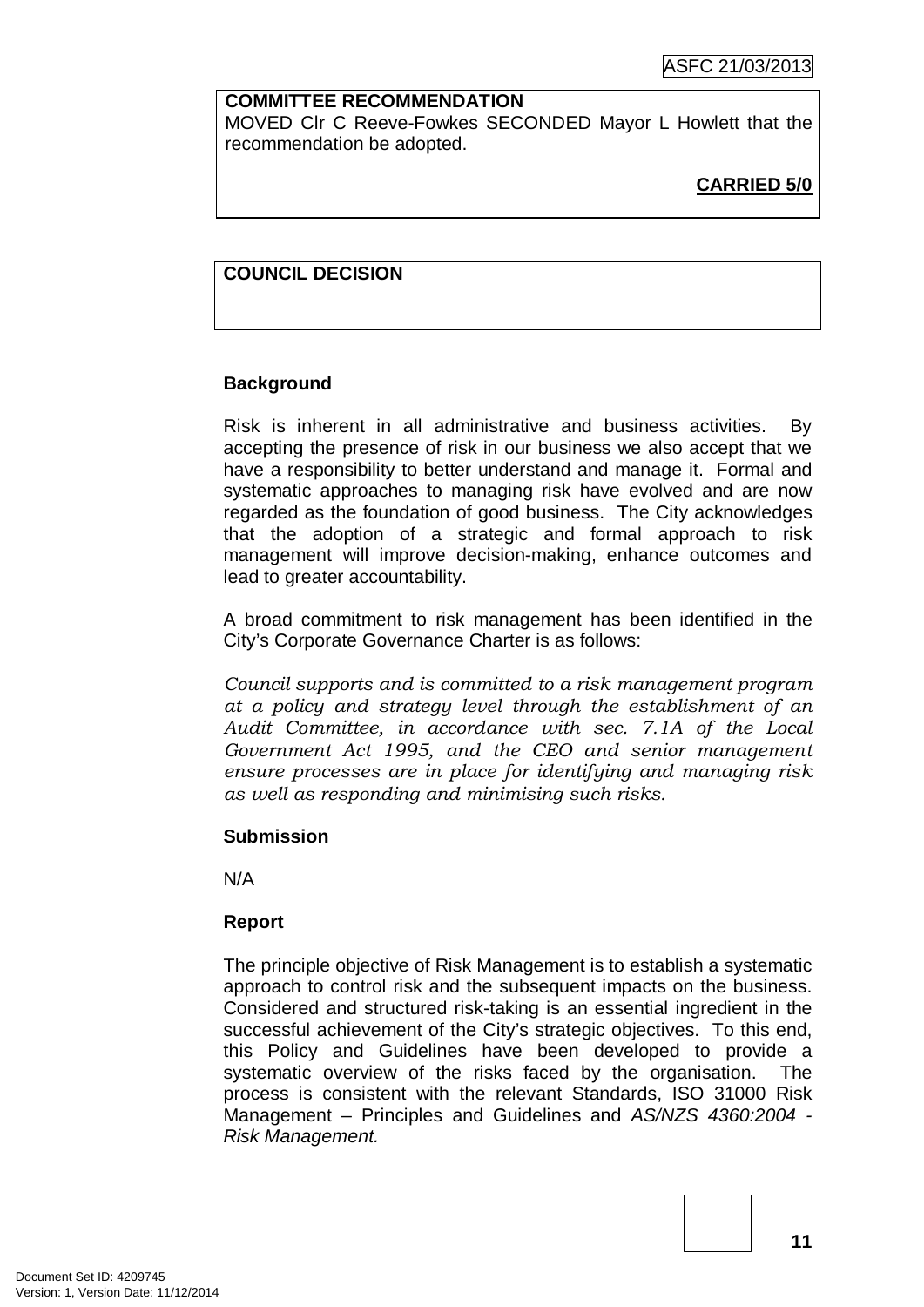**COMMITTEE RECOMMENDATION**

MOVED Clr C Reeve-Fowkes SECONDED Mayor L Howlett that the recommendation be adopted.

**CARRIED 5/0**

**COUNCIL DECISION**

### Background

Risk is inherent in all administrative and business activities. By accepting the presence of risk in our business we also accept that we have a responsibility to better understand and manage it. Formal and systematic approaches to managing risk have evolved and are now regarded as the foundation of good business. The City acknowledges that the adoption of a strategic and formal approach to risk management will improve decision-making, enhance outcomes and lead to greater accountability.

A broad commitment to risk management has been identified in the City's Corporate Governance Charter is as follows:

*Council supports and is committed to a risk management program at a policy and strategy level through the establishment of an Audit Committee, in accordance with sec. 7.1A of the Local Government Act 1995, and the CEO and senior management ensure processes are in place for identifying and managing risk as well as responding and minimising such risks.*

### Submission

N/A

### Report

The principle objective of Risk Management is to establish a systematic approach to control risk and the subsequent impacts on the business. Considered and structured risk-taking is an essential ingredient in the successful achievement of the City's strategic objectives. To this end, this Policy and Guidelines have been developed to provide a systematic overview of the risks faced by the organisation. The process is consistent with the relevant Standards, ISO 31000 Risk Management – Principles and Guidelines and *AS/NZS 4360:2004 - Risk Management.*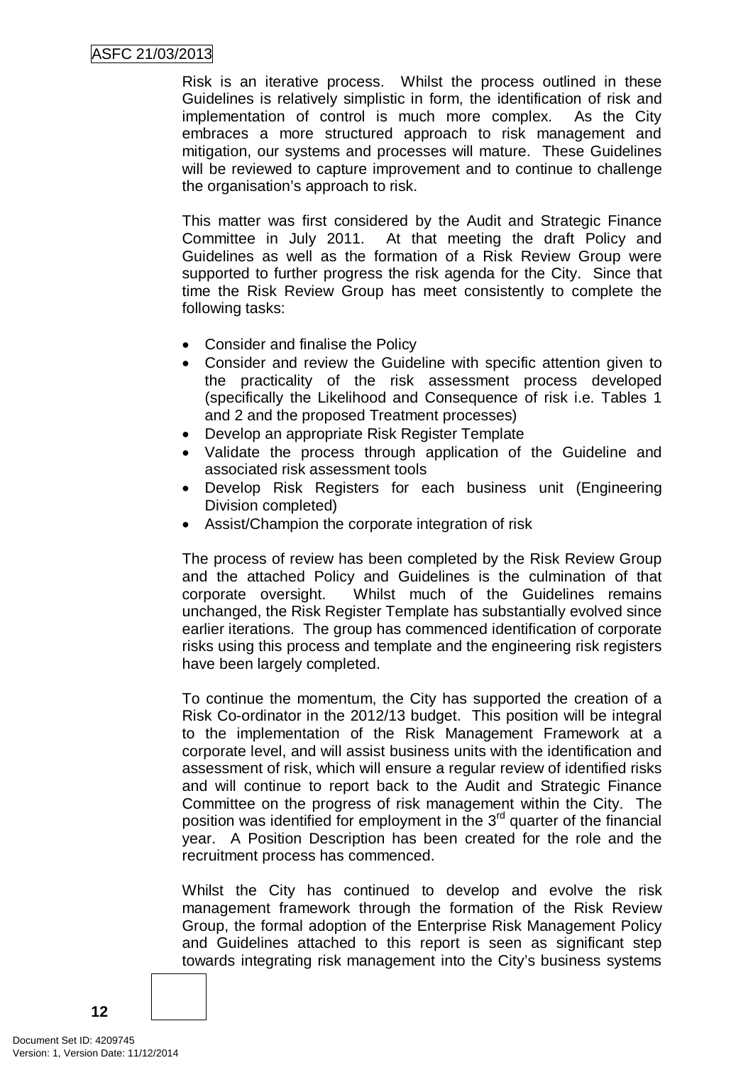Risk is an iterative process. Whilst the process outlined in these Guidelines is relatively simplistic in form, the identification of risk and implementation of control is much more complex. As the City embraces a more structured approach to risk management and mitigation, our systems and processes will mature. These Guidelines will be reviewed to capture improvement and to continue to challenge the organisation's approach to risk.

This matter was first considered by the Audit and Strategic Finance Committee in July 2011. At that meeting the draft Policy and Guidelines as well as the formation of a Risk Review Group were supported to further progress the risk agenda for the City. Since that time the Risk Review Group has meet consistently to complete the following tasks:

- Consider and finalise the Policy
- Consider and review the Guideline with specific attention given to the practicality of the risk assessment process developed (specifically the Likelihood and Consequence of risk i.e. Tables 1 and 2 and the proposed Treatment processes)
- Develop an appropriate Risk Register Template
- Validate the process through application of the Guideline and associated risk assessment tools
- Develop Risk Registers for each business unit (Engineering Division completed)
- Assist/Champion the corporate integration of risk

The process of review has been completed by the Risk Review Group and the attached Policy and Guidelines is the culmination of that corporate oversight. Whilst much of the Guidelines remains unchanged, the Risk Register Template has substantially evolved since earlier iterations. The group has commenced identification of corporate risks using this process and template and the engineering risk registers have been largely completed.

To continue the momentum, the City has supported the creation of a Risk Co-ordinator in the 2012/13 budget. This position will be integral to the implementation of the Risk Management Framework at a corporate level, and will assist business units with the identification and assessment of risk, which will ensure a regular review of identified risks and will continue to report back to the Audit and Strategic Finance Committee on the progress of risk management within the City. The position was identified for employment in the 3rd quarter of the financial year. A Position Description has been created for the role and the recruitment process has commenced.

Whilst the City has continued to develop and evolve the risk management framework through the formation of the Risk Review Group, the formal adoption of the Enterprise Risk Management Policy and Guidelines attached to this report is seen as significant step towards integrating risk management into the City's business systems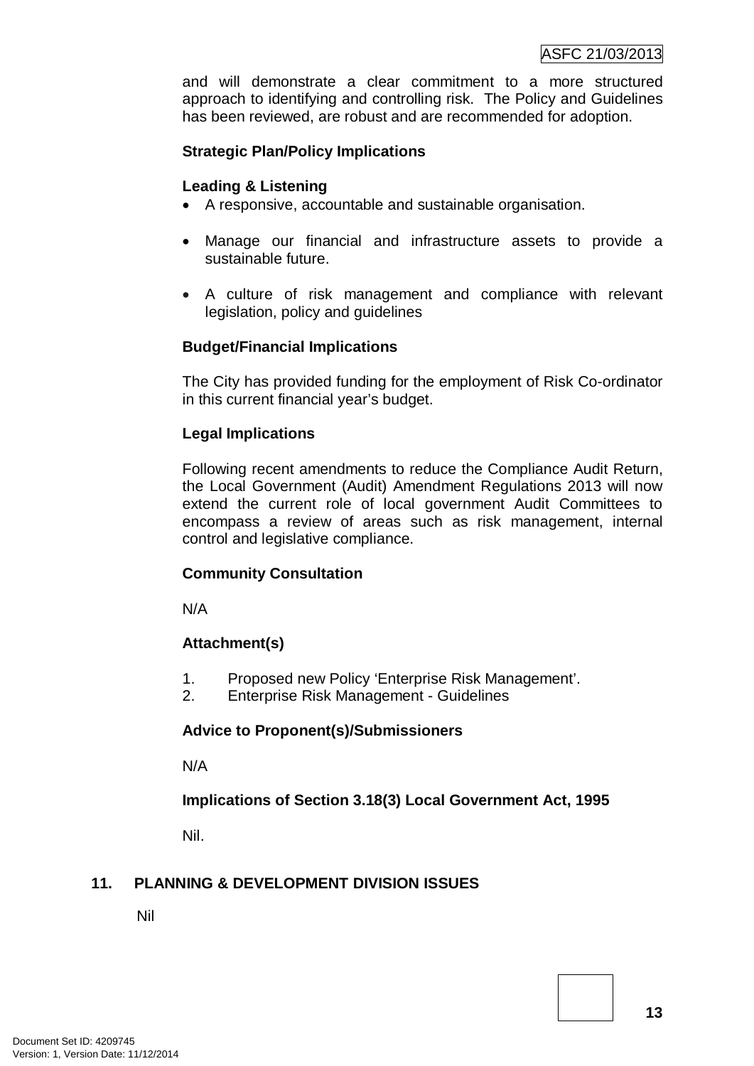and will demonstrate a clear commitment to a more structured approach to identifying and controlling risk. The Policy and Guidelines has been reviewed, are robust and are recommended for adoption.

**Strategic Plan/Policy Implications**

**Leading & Listening**

- A responsive, accountable and sustainable organisation.
- Manage our financial and infrastructure assets to provide a sustainable future.
- A culture of risk management and compliance with relevant legislation, policy and guidelines

**Budget/Financial Implications**

The City has provided funding for the employment of Risk Co-ordinator in this current financial year's budget.

**Legal Implications**

Following recent amendments to reduce the Compliance Audit Return, the Local Government (Audit) Amendment Regulations 2013 will now extend the current role of local government Audit Committees to encompass a review of areas such as risk management, internal control and legislative compliance.

**Community Consultation**

N/A

**Attachment(s)**

1. Proposed new Policy 'Enterprise Risk Management'.
2. Enterprise Risk Management - Guidelines

**Advice to Proponent(s)/Submissioners**

N/A

**Implications of Section 3.18(3) Local Government Act, 1995**

Nil.

## 11. PLANNING & DEVELOPMENT DIVISION ISSUES

Nil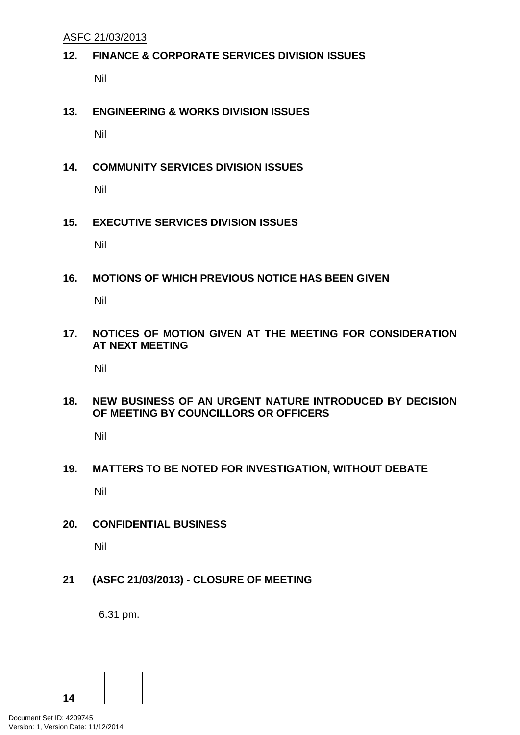## 12. FINANCE & CORPORATE SERVICES DIVISION ISSUES

Nil

## 13. ENGINEERING & WORKS DIVISION ISSUES

Nil

## 14. COMMUNITY SERVICES DIVISION ISSUES

Nil

## 15. EXECUTIVE SERVICES DIVISION ISSUES

Nil

## 16. MOTIONS OF WHICH PREVIOUS NOTICE HAS BEEN GIVEN

Nil

## 17. NOTICES OF MOTION GIVEN AT THE MEETING FOR CONSIDERATION AT NEXT MEETING

Nil

## 18. NEW BUSINESS OF AN URGENT NATURE INTRODUCED BY DECISION OF MEETING BY COUNCILLORS OR OFFICERS

Nil

## 19. MATTERS TO BE NOTED FOR INVESTIGATION, WITHOUT DEBATE

Nil

## 20. CONFIDENTIAL BUSINESS

Nil

## 21 (ASFC 21/03/2013) - CLOSURE OF MEETING

6.31 pm.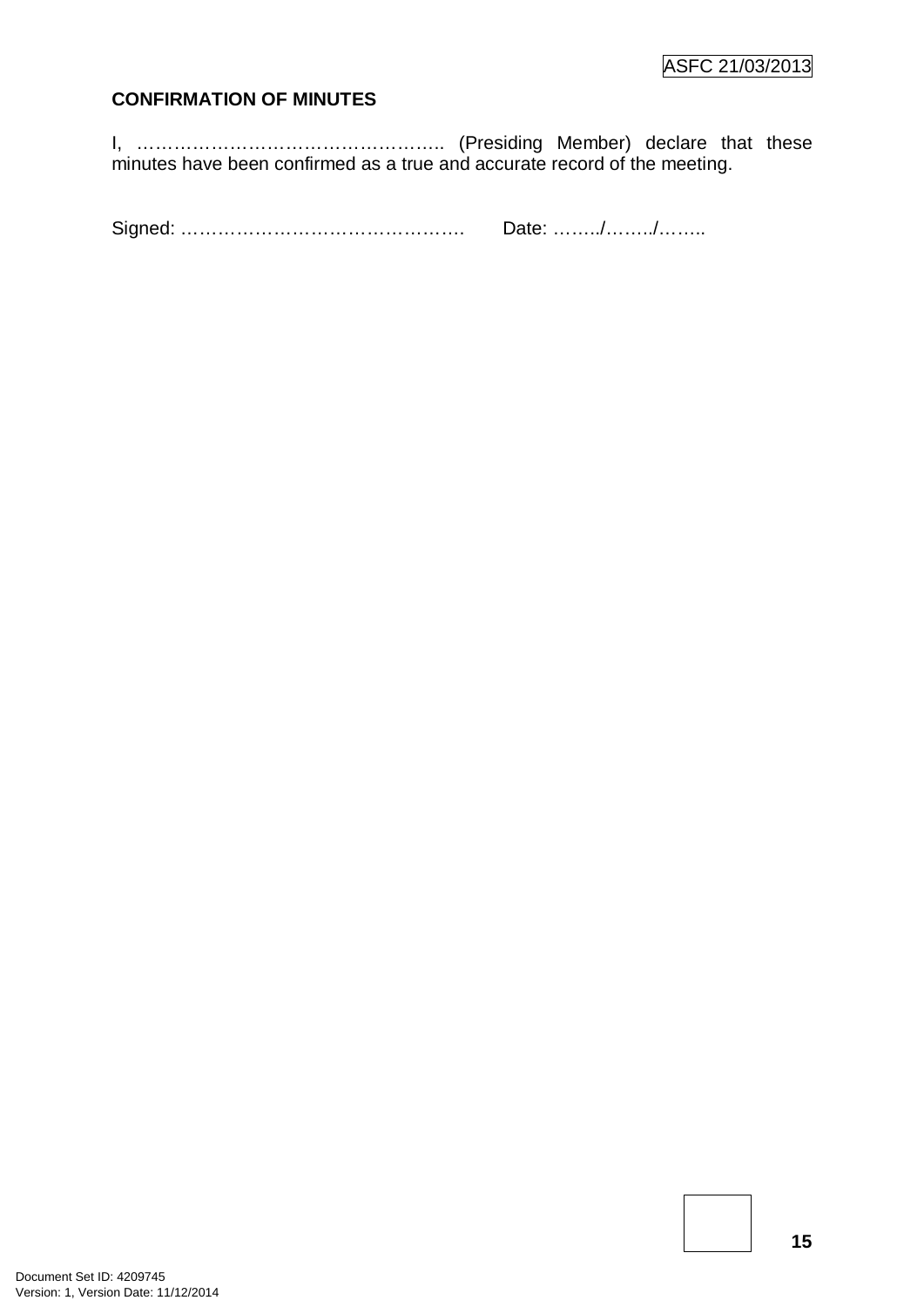## CONFIRMATION OF MINUTES

I, ………………………………………….. (Presiding Member) declare that these minutes have been confirmed as a true and accurate record of the meeting.

Signed: ……………………………………….  Date: ……../……../……..